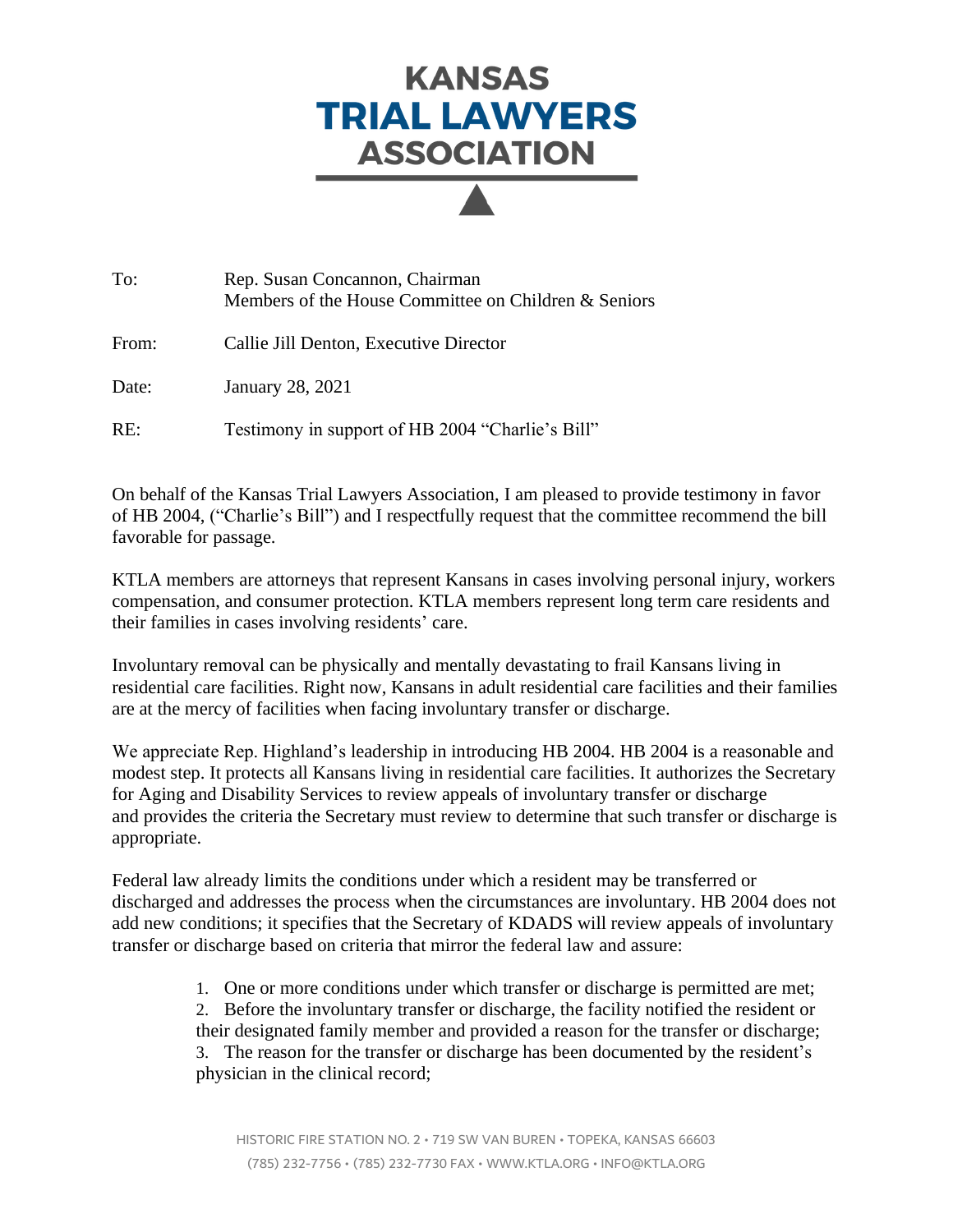# KANSAS TRIAL LAWYERS ASSOCIATION

To: Rep. Susan Concannon, Chairman
Members of the House Committee on Children & Seniors

From: Callie Jill Denton, Executive Director

Date: January 28, 2021

RE: Testimony in support of HB 2004 "Charlie's Bill"

On behalf of the Kansas Trial Lawyers Association, I am pleased to provide testimony in favor of HB 2004, ("Charlie's Bill") and I respectfully request that the committee recommend the bill favorable for passage.

KTLA members are attorneys that represent Kansans in cases involving personal injury, workers compensation, and consumer protection. KTLA members represent long term care residents and their families in cases involving residents' care.

Involuntary removal can be physically and mentally devastating to frail Kansans living in residential care facilities. Right now, Kansans in adult residential care facilities and their families are at the mercy of facilities when facing involuntary transfer or discharge.

We appreciate Rep. Highland's leadership in introducing HB 2004. HB 2004 is a reasonable and modest step. It protects all Kansans living in residential care facilities. It authorizes the Secretary for Aging and Disability Services to review appeals of involuntary transfer or discharge and provides the criteria the Secretary must review to determine that such transfer or discharge is appropriate.

Federal law already limits the conditions under which a resident may be transferred or discharged and addresses the process when the circumstances are involuntary. HB 2004 does not add new conditions; it specifies that the Secretary of KDADS will review appeals of involuntary transfer or discharge based on criteria that mirror the federal law and assure:

1. One or more conditions under which transfer or discharge is permitted are met;
2. Before the involuntary transfer or discharge, the facility notified the resident or their designated family member and provided a reason for the transfer or discharge;
3. The reason for the transfer or discharge has been documented by the resident's physician in the clinical record;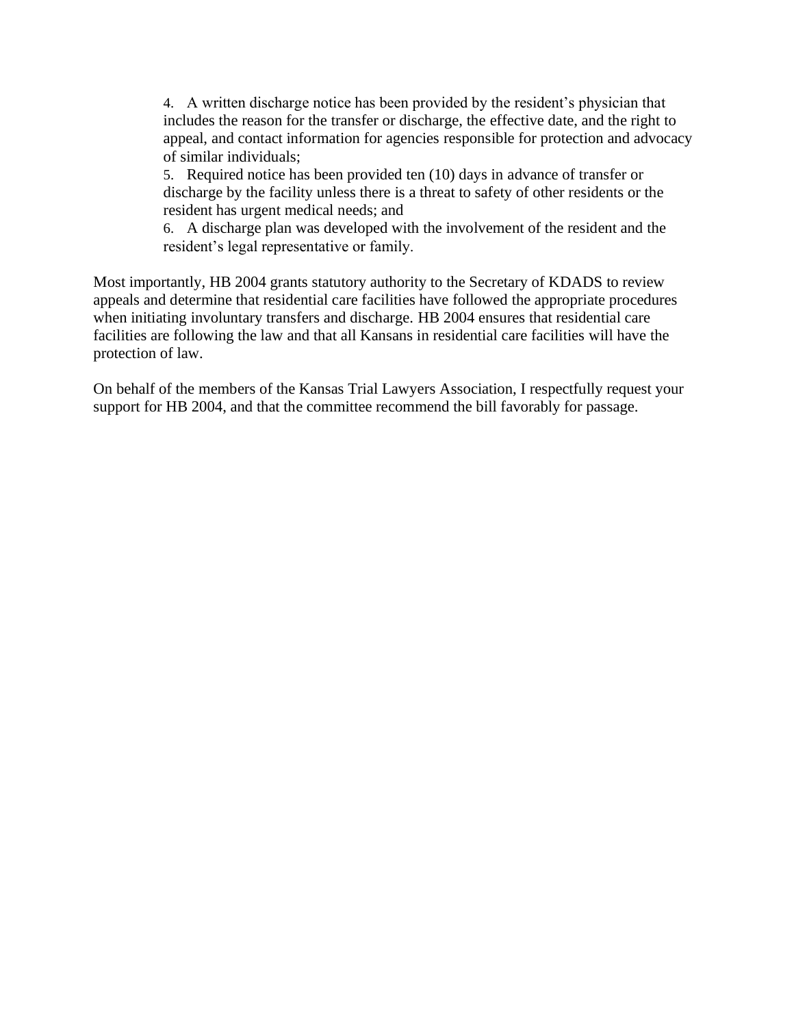4. A written discharge notice has been provided by the resident's physician that includes the reason for the transfer or discharge, the effective date, and the right to appeal, and contact information for agencies responsible for protection and advocacy of similar individuals;
5. Required notice has been provided ten (10) days in advance of transfer or discharge by the facility unless there is a threat to safety of other residents or the resident has urgent medical needs; and
6. A discharge plan was developed with the involvement of the resident and the resident's legal representative or family.

Most importantly, HB 2004 grants statutory authority to the Secretary of KDADS to review appeals and determine that residential care facilities have followed the appropriate procedures when initiating involuntary transfers and discharge. HB 2004 ensures that residential care facilities are following the law and that all Kansans in residential care facilities will have the protection of law.

On behalf of the members of the Kansas Trial Lawyers Association, I respectfully request your support for HB 2004, and that the committee recommend the bill favorably for passage.